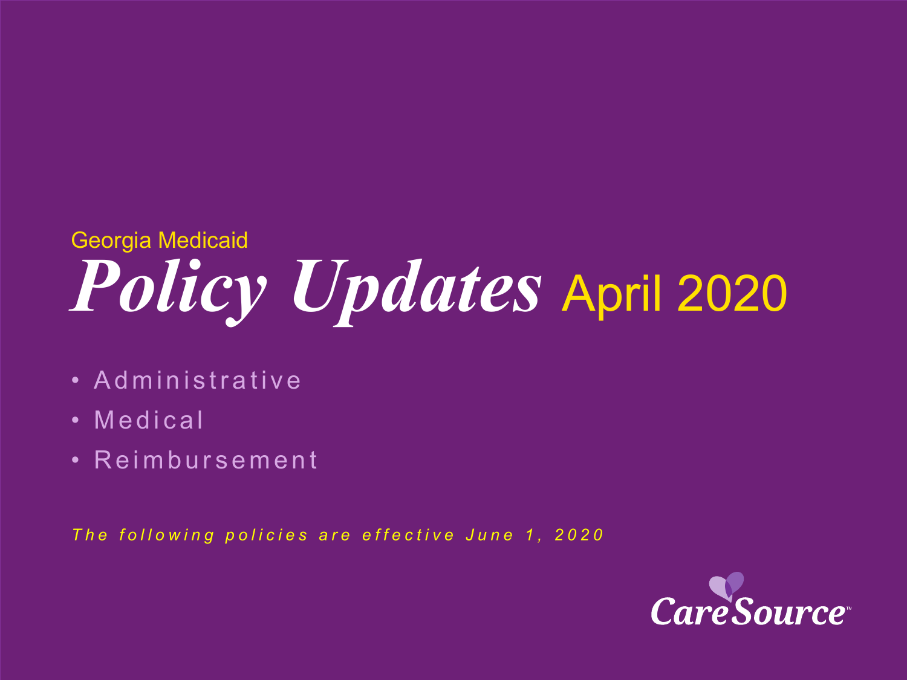Georgia Medicaid

# *Policy Updates* April 2020

- Administrative
- Medical
- Reimbursement

*The following policies are effective June 1, 2020*

CareSource™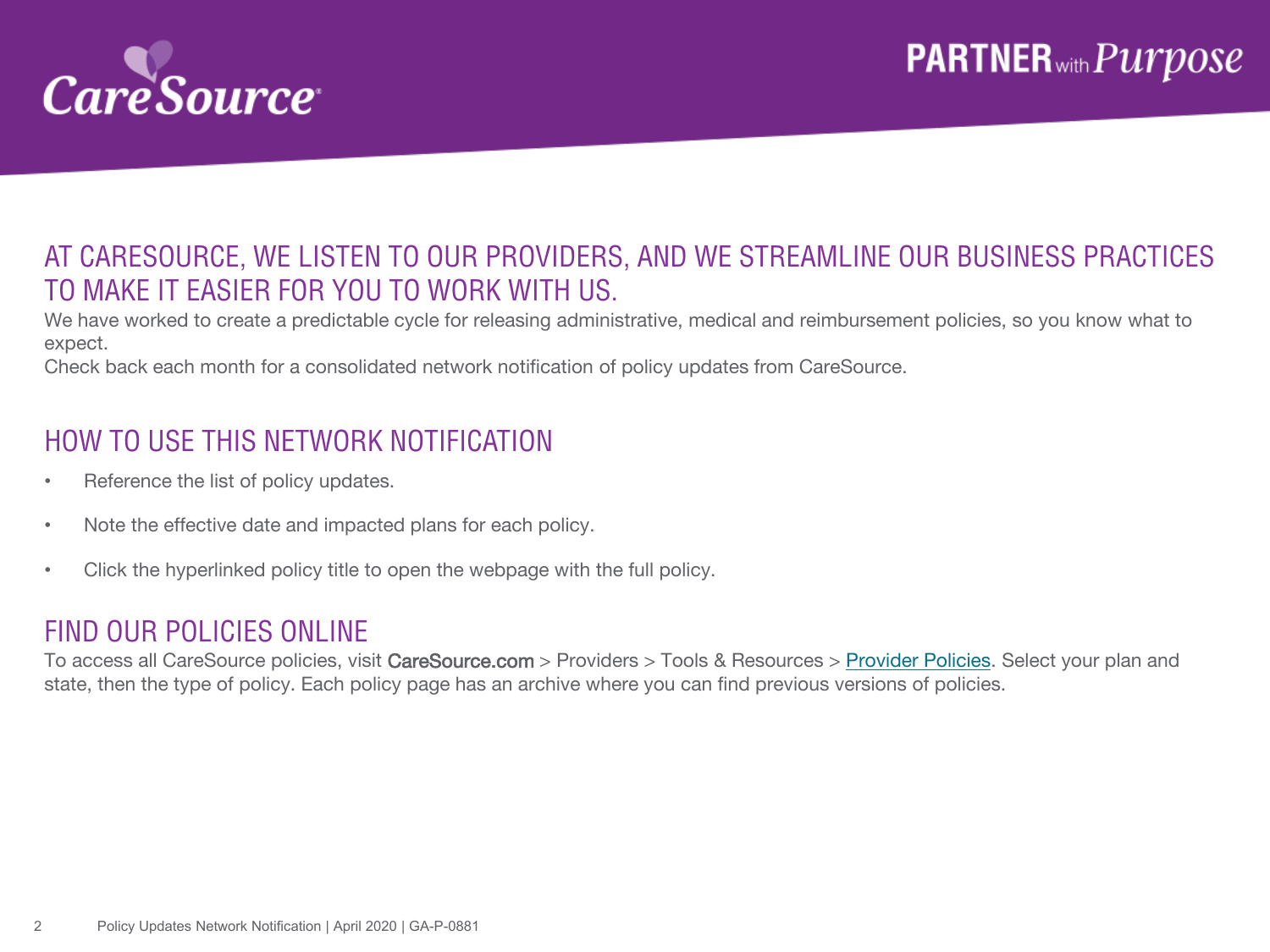CareSource

PARTNER with Purpose

## AT CARESOURCE, WE LISTEN TO OUR PROVIDERS, AND WE STREAMLINE OUR BUSINESS PRACTICES TO MAKE IT EASIER FOR YOU TO WORK WITH US.

We have worked to create a predictable cycle for releasing administrative, medical and reimbursement policies, so you know what to expect.

Check back each month for a consolidated network notification of policy updates from CareSource.

## HOW TO USE THIS NETWORK NOTIFICATION

- Reference the list of policy updates.
- Note the effective date and impacted plans for each policy.
- Click the hyperlinked policy title to open the webpage with the full policy.

## FIND OUR POLICIES ONLINE

To access all CareSource policies, visit CareSource.com > Providers > Tools & Resources > Provider Policies. Select your plan and state, then the type of policy. Each policy page has an archive where you can find previous versions of policies.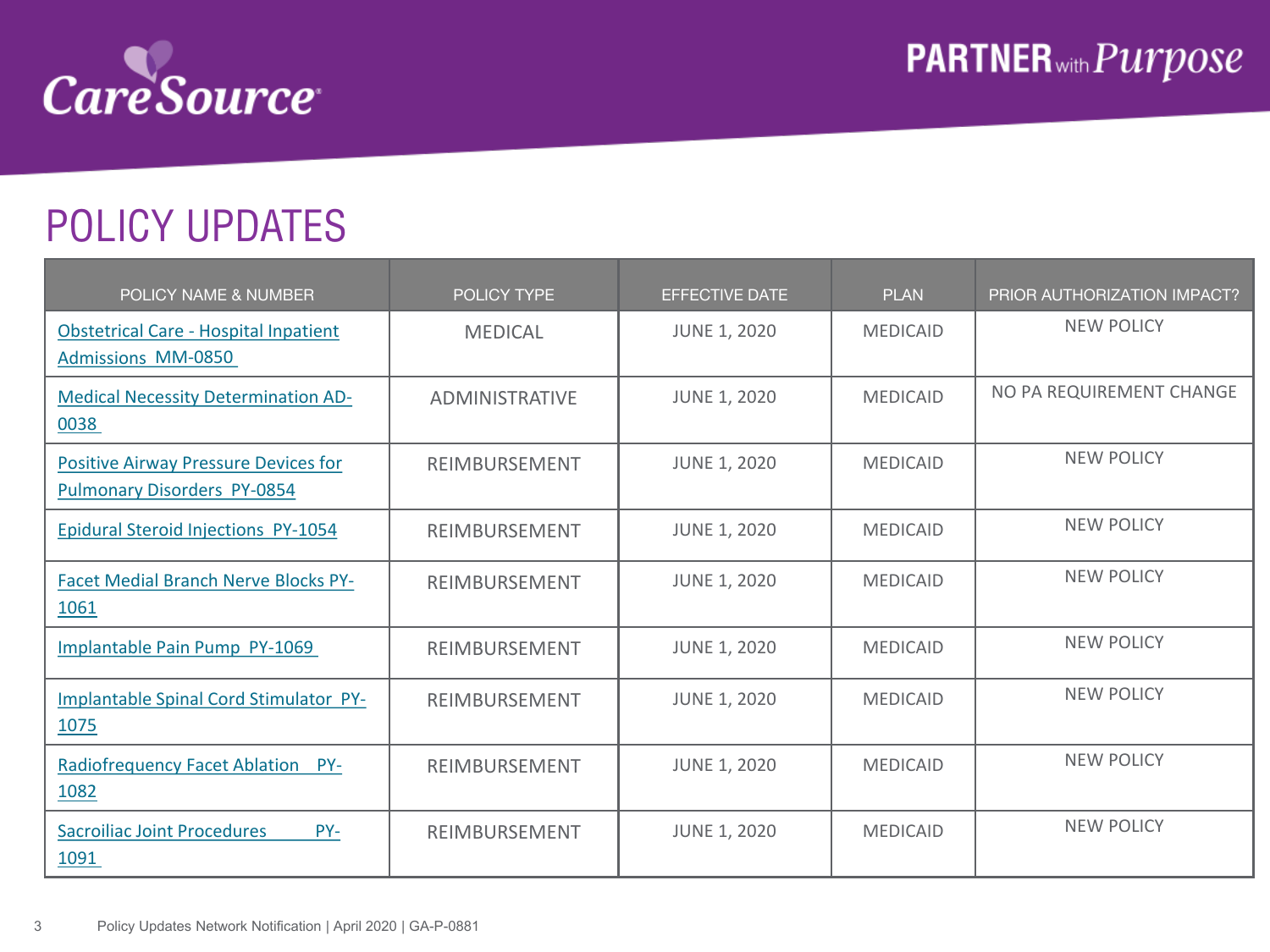# POLICY UPDATES

| POLICY NAME & NUMBER | POLICY TYPE | EFFECTIVE DATE | PLAN | PRIOR AUTHORIZATION IMPACT? |
|---|---|---|---|---|
| Obstetrical Care - Hospital Inpatient Admissions MM-0850 | MEDICAL | JUNE 1, 2020 | MEDICAID | NEW POLICY |
| Medical Necessity Determination AD-0038 | ADMINISTRATIVE | JUNE 1, 2020 | MEDICAID | NO PA REQUIREMENT CHANGE |
| Positive Airway Pressure Devices for Pulmonary Disorders PY-0854 | REIMBURSEMENT | JUNE 1, 2020 | MEDICAID | NEW POLICY |
| Epidural Steroid Injections PY-1054 | REIMBURSEMENT | JUNE 1, 2020 | MEDICAID | NEW POLICY |
| Facet Medial Branch Nerve Blocks PY-1061 | REIMBURSEMENT | JUNE 1, 2020 | MEDICAID | NEW POLICY |
| Implantable Pain Pump PY-1069 | REIMBURSEMENT | JUNE 1, 2020 | MEDICAID | NEW POLICY |
| Implantable Spinal Cord Stimulator PY-1075 | REIMBURSEMENT | JUNE 1, 2020 | MEDICAID | NEW POLICY |
| Radiofrequency Facet Ablation PY-1082 | REIMBURSEMENT | JUNE 1, 2020 | MEDICAID | NEW POLICY |
| Sacroiliac Joint Procedures PY-1091 | REIMBURSEMENT | JUNE 1, 2020 | MEDICAID | NEW POLICY |

Policy Updates Network Notification | April 2020 | GA-P-0881